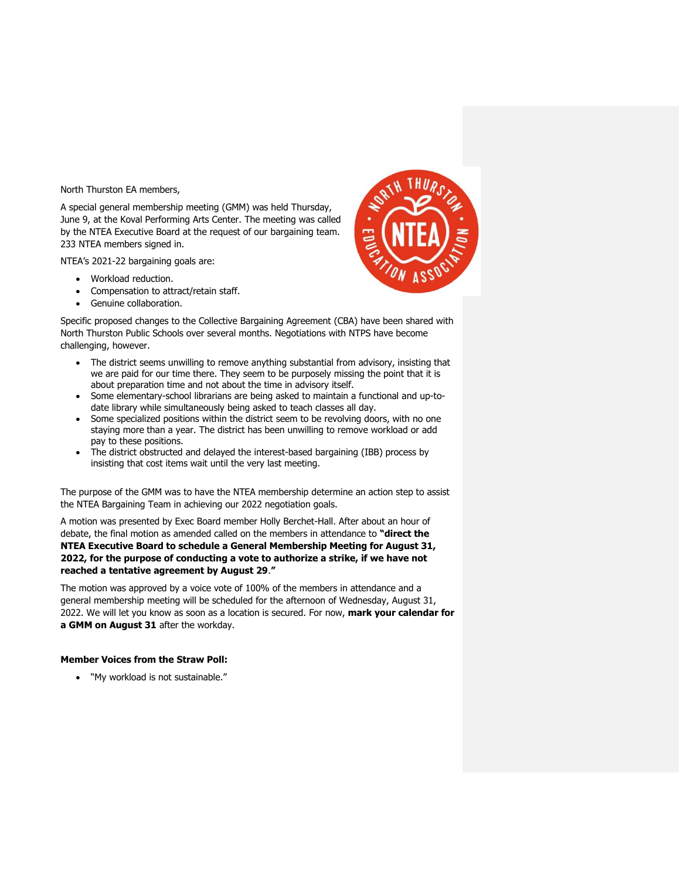North Thurston EA members,

A special general membership meeting (GMM) was held Thursday, June 9, at the Koval Performing Arts Center. The meeting was called by the NTEA Executive Board at the request of our bargaining team. 233 NTEA members signed in.

NTEA's 2021-22 bargaining goals are:

- Workload reduction.
- Compensation to attract/retain staff.
- Genuine collaboration.

Specific proposed changes to the Collective Bargaining Agreement (CBA) have been shared with North Thurston Public Schools over several months. Negotiations with NTPS have become challenging, however.

- The district seems unwilling to remove anything substantial from advisory, insisting that we are paid for our time there. They seem to be purposely missing the point that it is about preparation time and not about the time in advisory itself.
- Some elementary-school librarians are being asked to maintain a functional and up-to-date library while simultaneously being asked to teach classes all day.
- Some specialized positions within the district seem to be revolving doors, with no one staying more than a year. The district has been unwilling to remove workload or add pay to these positions.
- The district obstructed and delayed the interest-based bargaining (IBB) process by insisting that cost items wait until the very last meeting.

The purpose of the GMM was to have the NTEA membership determine an action step to assist the NTEA Bargaining Team in achieving our 2022 negotiation goals.

A motion was presented by Exec Board member Holly Berchet-Hall. After about an hour of debate, the final motion as amended called on the members in attendance to **"direct the NTEA Executive Board to schedule a General Membership Meeting for August 31, 2022, for the purpose of conducting a vote to authorize a strike, if we have not reached a tentative agreement by August 29."**

The motion was approved by a voice vote of 100% of the members in attendance and a general membership meeting will be scheduled for the afternoon of Wednesday, August 31, 2022. We will let you know as soon as a location is secured. For now, **mark your calendar for a GMM on August 31** after the workday.

**Member Voices from the Straw Poll:**

- "My workload is not sustainable."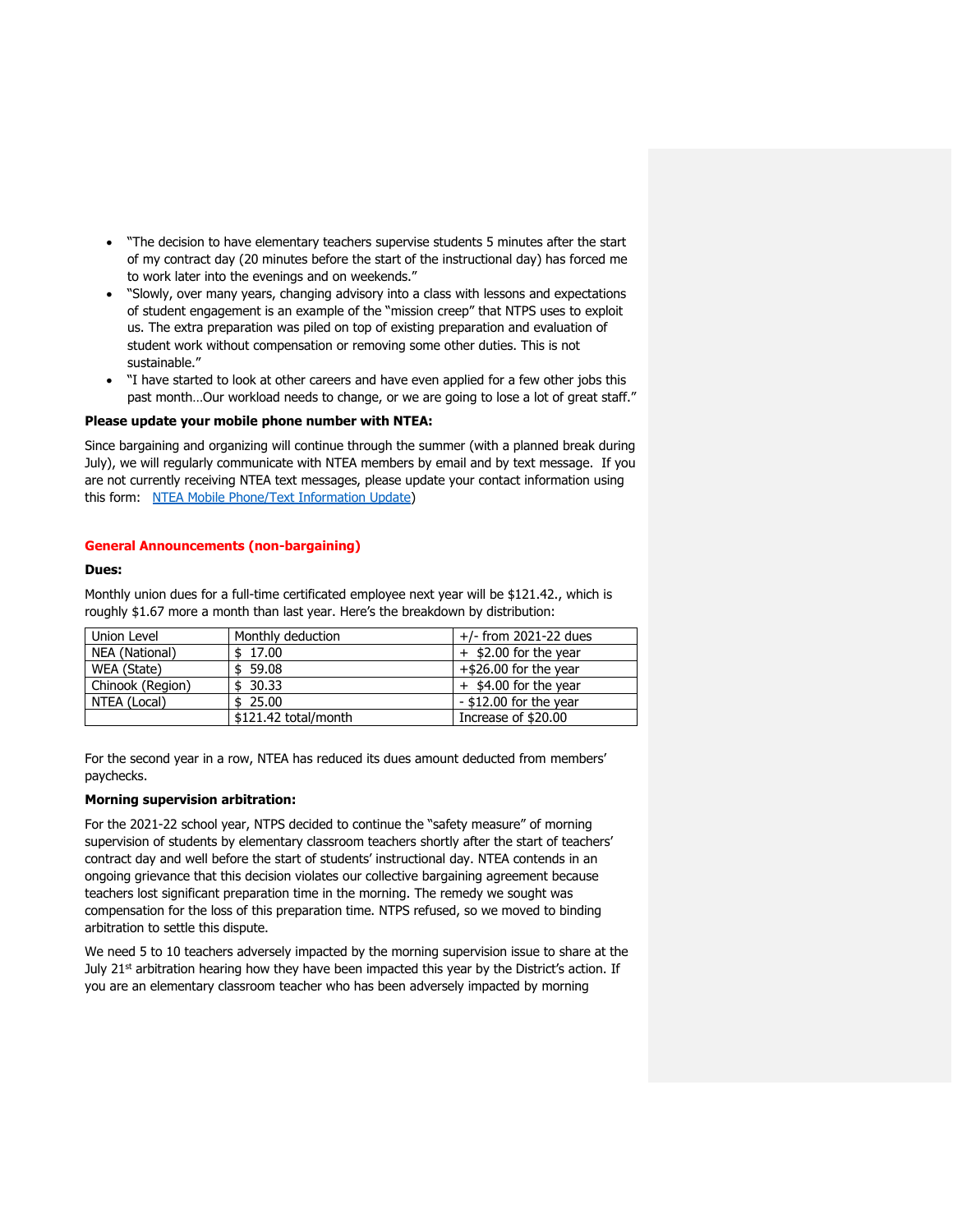- "The decision to have elementary teachers supervise students 5 minutes after the start of my contract day (20 minutes before the start of the instructional day) has forced me to work later into the evenings and on weekends."
- "Slowly, over many years, changing advisory into a class with lessons and expectations of student engagement is an example of the "mission creep" that NTPS uses to exploit us. The extra preparation was piled on top of existing preparation and evaluation of student work without compensation or removing some other duties. This is not sustainable."
- "I have started to look at other careers and have even applied for a few other jobs this past month…Our workload needs to change, or we are going to lose a lot of great staff."

**Please update your mobile phone number with NTEA:**

Since bargaining and organizing will continue through the summer (with a planned break during July), we will regularly communicate with NTEA members by email and by text message. If you are not currently receiving NTEA text messages, please update your contact information using this form: NTEA Mobile Phone/Text Information Update)

## General Announcements (non-bargaining)

**Dues:**

Monthly union dues for a full-time certificated employee next year will be $121.42., which is roughly $1.67 more a month than last year. Here's the breakdown by distribution:

| Union Level | Monthly deduction | +/- from 2021-22 dues |
|---|---|---|
| NEA (National) | $ 17.00 | + $2.00 for the year |
| WEA (State) | $ 59.08 | +$26.00 for the year |
| Chinook (Region) | $ 30.33 | + $4.00 for the year |
| NTEA (Local) | $ 25.00 | - $12.00 for the year |
| | $121.42 total/month | Increase of $20.00 |

For the second year in a row, NTEA has reduced its dues amount deducted from members' paychecks.

**Morning supervision arbitration:**

For the 2021-22 school year, NTPS decided to continue the "safety measure" of morning supervision of students by elementary classroom teachers shortly after the start of teachers' contract day and well before the start of students' instructional day. NTEA contends in an ongoing grievance that this decision violates our collective bargaining agreement because teachers lost significant preparation time in the morning. The remedy we sought was compensation for the loss of this preparation time. NTPS refused, so we moved to binding arbitration to settle this dispute.

We need 5 to 10 teachers adversely impacted by the morning supervision issue to share at the July 21st arbitration hearing how they have been impacted this year by the District's action. If you are an elementary classroom teacher who has been adversely impacted by morning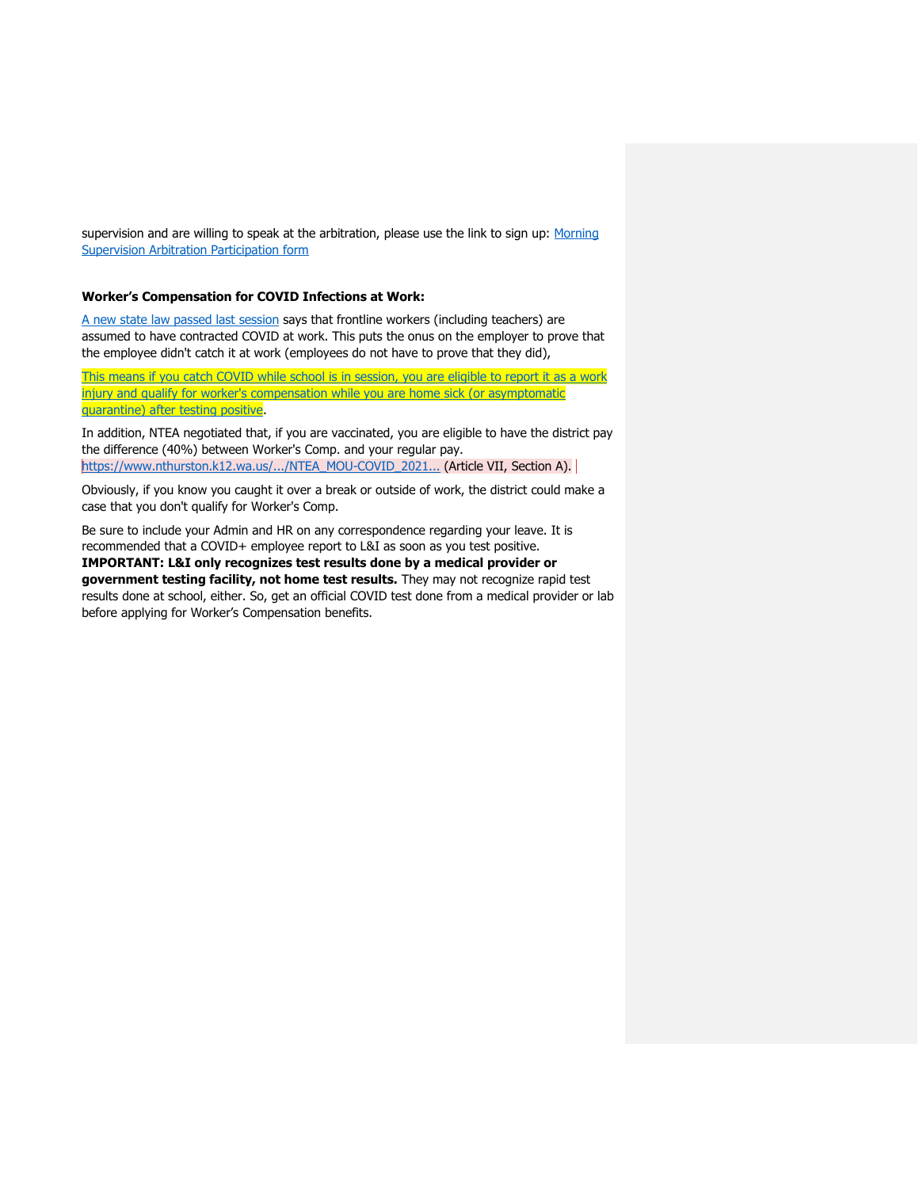supervision and are willing to speak at the arbitration, please use the link to sign up: Morning Supervision Arbitration Participation form

**Worker's Compensation for COVID Infections at Work:**

A new state law passed last session says that frontline workers (including teachers) are assumed to have contracted COVID at work. This puts the onus on the employer to prove that the employee didn't catch it at work (employees do not have to prove that they did),

This means if you catch COVID while school is in session, you are eligible to report it as a work injury and qualify for worker's compensation while you are home sick (or asymptomatic quarantine) after testing positive.

In addition, NTEA negotiated that, if you are vaccinated, you are eligible to have the district pay the difference (40%) between Worker's Comp. and your regular pay. https://www.nthurston.k12.wa.us/.../NTEA_MOU-COVID_2021... (Article VII, Section A).

Obviously, if you know you caught it over a break or outside of work, the district could make a case that you don't qualify for Worker's Comp.

Be sure to include your Admin and HR on any correspondence regarding your leave. It is recommended that a COVID+ employee report to L&I as soon as you test positive. **IMPORTANT: L&I only recognizes test results done by a medical provider or government testing facility, not home test results.** They may not recognize rapid test results done at school, either. So, get an official COVID test done from a medical provider or lab before applying for Worker's Compensation benefits.